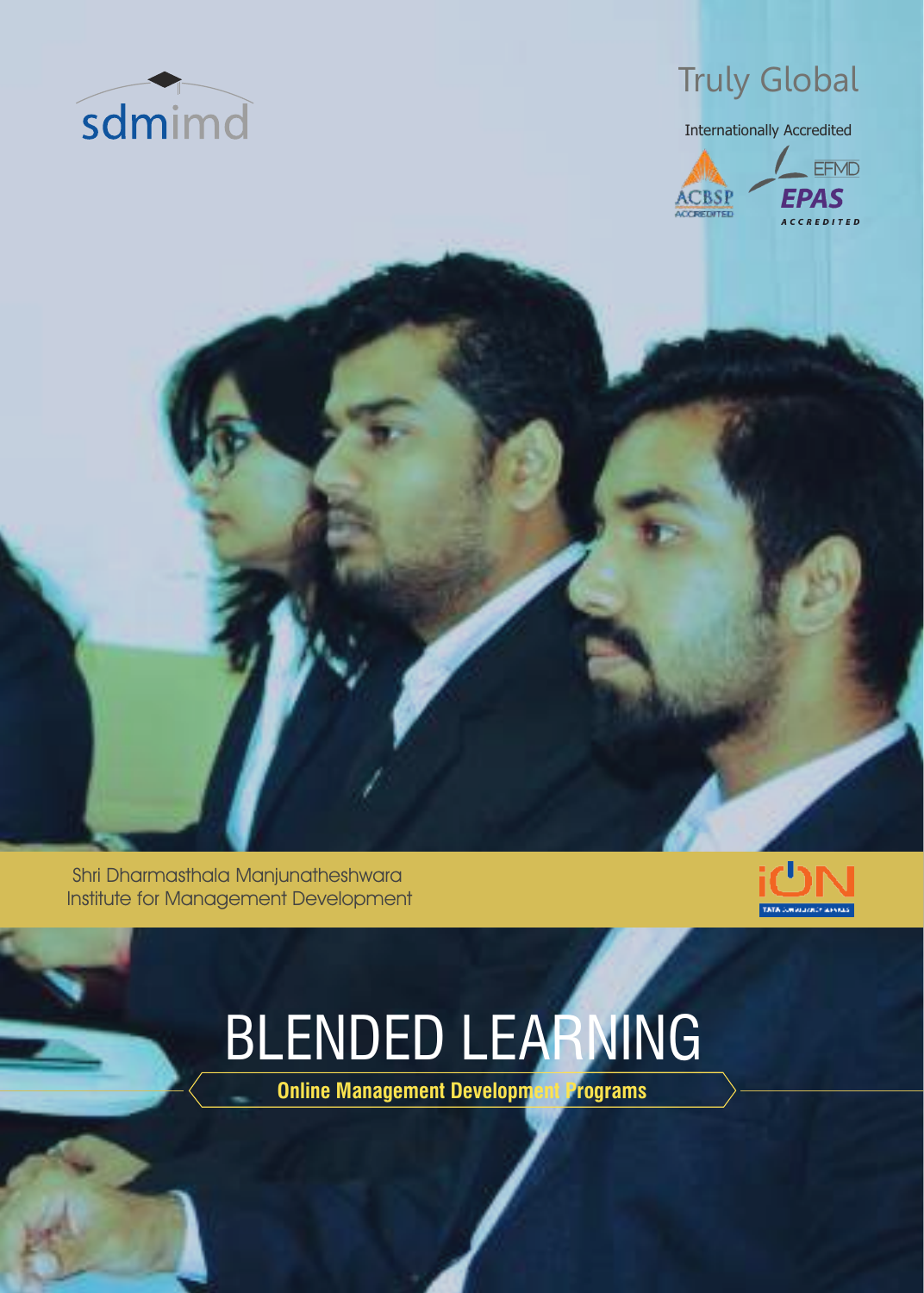sdmimd

Truly Global

Internationally Accredited

ACBSP ACCREDITED

EFMD EPAS ACCREDITED

Shri Dharmasthala Manjunatheshwara
Institute for Management Development

iON

# BLENDED LEARNING

**Online Management Development Programs**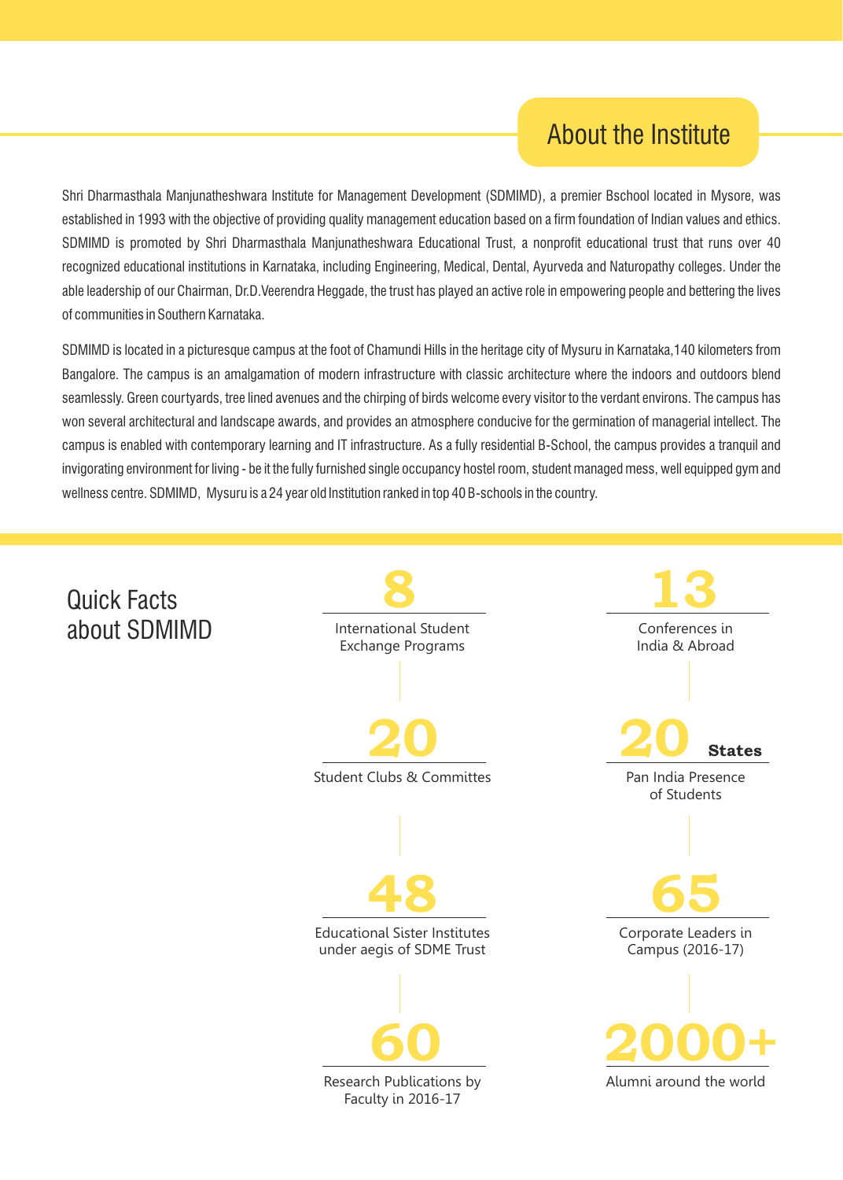## About the Institute

Shri Dharmasthala Manjunatheshwara Institute for Management Development (SDMIMD), a premier Bschool located in Mysore, was established in 1993 with the objective of providing quality management education based on a firm foundation of Indian values and ethics. SDMIMD is promoted by Shri Dharmasthala Manjunatheshwara Educational Trust, a nonprofit educational trust that runs over 40 recognized educational institutions in Karnataka, including Engineering, Medical, Dental, Ayurveda and Naturopathy colleges. Under the able leadership of our Chairman, Dr.D.Veerendra Heggade, the trust has played an active role in empowering people and bettering the lives of communities in Southern Karnataka.

SDMIMD is located in a picturesque campus at the foot of Chamundi Hills in the heritage city of Mysuru in Karnataka,140 kilometers from Bangalore. The campus is an amalgamation of modern infrastructure with classic architecture where the indoors and outdoors blend seamlessly. Green courtyards, tree lined avenues and the chirping of birds welcome every visitor to the verdant environs. The campus has won several architectural and landscape awards, and provides an atmosphere conducive for the germination of managerial intellect. The campus is enabled with contemporary learning and IT infrastructure. As a fully residential B-School, the campus provides a tranquil and invigorating environment for living - be it the fully furnished single occupancy hostel room, student managed mess, well equipped gym and wellness centre. SDMIMD, Mysuru is a 24 year old Institution ranked in top 40 B-schools in the country.

## Quick Facts about SDMIMD

**8**
International Student Exchange Programs

**13**
Conferences in India & Abroad

**20**
Student Clubs & Committes

**20 States**
Pan India Presence of Students

**48**
Educational Sister Institutes under aegis of SDME Trust

**65**
Corporate Leaders in Campus (2016-17)

**60**
Research Publications by Faculty in 2016-17

**2000+**
Alumni around the world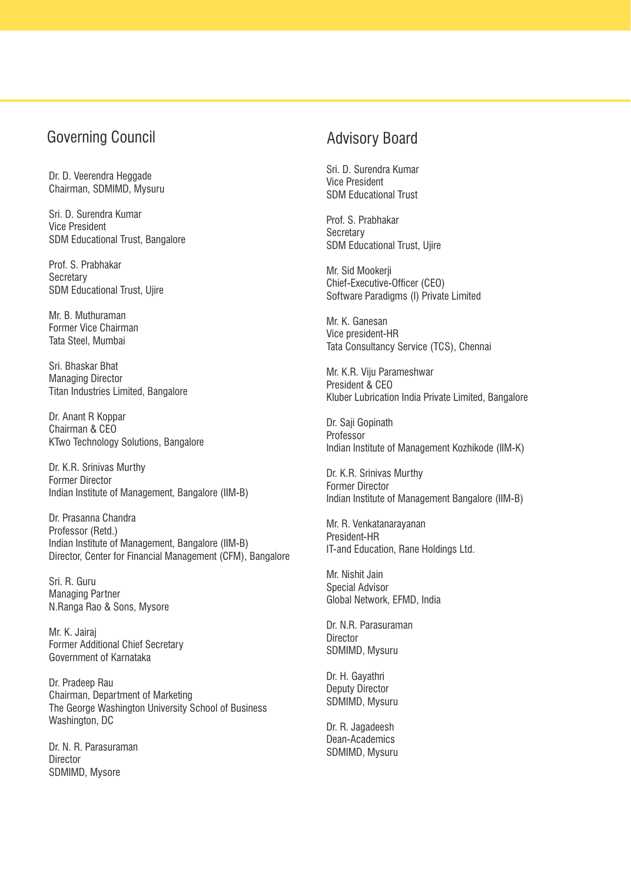## Governing Council

Dr. D. Veerendra Heggade
Chairman, SDMIMD, Mysuru

Sri. D. Surendra Kumar
Vice President
SDM Educational Trust, Bangalore

Prof. S. Prabhakar
Secretary
SDM Educational Trust, Ujire

Mr. B. Muthuraman
Former Vice Chairman
Tata Steel, Mumbai

Sri. Bhaskar Bhat
Managing Director
Titan Industries Limited, Bangalore

Dr. Anant R Koppar
Chairman & CEO
KTwo Technology Solutions, Bangalore

Dr. K.R. Srinivas Murthy
Former Director
Indian Institute of Management, Bangalore (IIM-B)

Dr. Prasanna Chandra
Professor (Retd.)
Indian Institute of Management, Bangalore (IIM-B)
Director, Center for Financial Management (CFM), Bangalore

Sri. R. Guru
Managing Partner
N.Ranga Rao & Sons, Mysore

Mr. K. Jairaj
Former Additional Chief Secretary
Government of Karnataka

Dr. Pradeep Rau
Chairman, Department of Marketing
The George Washington University School of Business
Washington, DC

Dr. N. R. Parasuraman
Director
SDMIMD, Mysore

## Advisory Board

Sri. D. Surendra Kumar
Vice President
SDM Educational Trust

Prof. S. Prabhakar
Secretary
SDM Educational Trust, Ujire

Mr. Sid Mookerji
Chief-Executive-Officer (CEO)
Software Paradigms (I) Private Limited

Mr. K. Ganesan
Vice president-HR
Tata Consultancy Service (TCS), Chennai

Mr. K.R. Viju Parameshwar
President & CEO
Kluber Lubrication India Private Limited, Bangalore

Dr. Saji Gopinath
Professor
Indian Institute of Management Kozhikode (IIM-K)

Dr. K.R. Srinivas Murthy
Former Director
Indian Institute of Management Bangalore (IIM-B)

Mr. R. Venkatanarayanan
President-HR
IT-and Education, Rane Holdings Ltd.

Mr. Nishit Jain
Special Advisor
Global Network, EFMD, India

Dr. N.R. Parasuraman
Director
SDMIMD, Mysuru

Dr. H. Gayathri
Deputy Director
SDMIMD, Mysuru

Dr. R. Jagadeesh
Dean-Academics
SDMIMD, Mysuru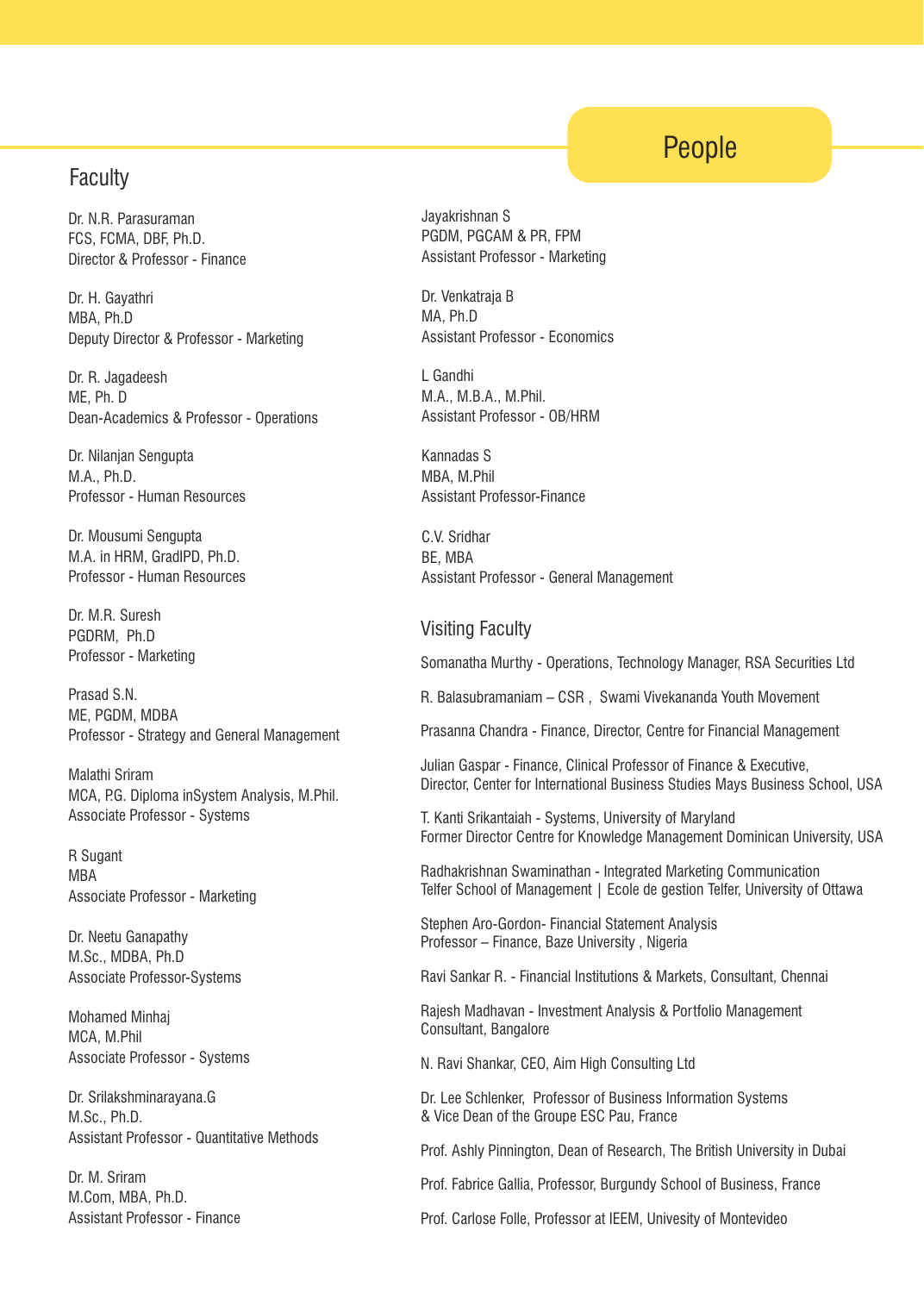# People

## Faculty

Dr. N.R. Parasuraman
FCS, FCMA, DBF, Ph.D.
Director & Professor - Finance

Dr. H. Gayathri
MBA, Ph.D
Deputy Director & Professor - Marketing

Dr. R. Jagadeesh
ME, Ph. D
Dean-Academics & Professor - Operations

Dr. Nilanjan Sengupta
M.A., Ph.D.
Professor - Human Resources

Dr. Mousumi Sengupta
M.A. in HRM, GradIPD, Ph.D.
Professor - Human Resources

Dr. M.R. Suresh
PGDRM, Ph.D
Professor - Marketing

Prasad S.N.
ME, PGDM, MDBA
Professor - Strategy and General Management

Malathi Sriram
MCA, P.G. Diploma inSystem Analysis, M.Phil.
Associate Professor - Systems

R Sugant
MBA
Associate Professor - Marketing

Dr. Neetu Ganapathy
M.Sc., MDBA, Ph.D
Associate Professor-Systems

Mohamed Minhaj
MCA, M.Phil
Associate Professor - Systems

Dr. Srilakshminarayana.G
M.Sc., Ph.D.
Assistant Professor - Quantitative Methods

Dr. M. Sriram
M.Com, MBA, Ph.D.
Assistant Professor - Finance

Jayakrishnan S
PGDM, PGCAM & PR, FPM
Assistant Professor - Marketing

Dr. Venkatraja B
MA, Ph.D
Assistant Professor - Economics

L Gandhi
M.A., M.B.A., M.Phil.
Assistant Professor - OB/HRM

Kannadas S
MBA, M.Phil
Assistant Professor-Finance

C.V. Sridhar
BE, MBA
Assistant Professor - General Management

## Visiting Faculty

Somanatha Murthy - Operations, Technology Manager, RSA Securities Ltd

R. Balasubramaniam – CSR , Swami Vivekananda Youth Movement

Prasanna Chandra - Finance, Director, Centre for Financial Management

Julian Gaspar - Finance, Clinical Professor of Finance & Executive, Director, Center for International Business Studies Mays Business School, USA

T. Kanti Srikantaiah - Systems, University of Maryland
Former Director Centre for Knowledge Management Dominican University, USA

Radhakrishnan Swaminathan - Integrated Marketing Communication
Telfer School of Management | Ecole de gestion Telfer, University of Ottawa

Stephen Aro-Gordon- Financial Statement Analysis
Professor – Finance, Baze University , Nigeria

Ravi Sankar R. - Financial Institutions & Markets, Consultant, Chennai

Rajesh Madhavan - Investment Analysis & Portfolio Management
Consultant, Bangalore

N. Ravi Shankar, CEO, Aim High Consulting Ltd

Dr. Lee Schlenker, Professor of Business Information Systems
& Vice Dean of the Groupe ESC Pau, France

Prof. Ashly Pinnington, Dean of Research, The British University in Dubai

Prof. Fabrice Gallia, Professor, Burgundy School of Business, France

Prof. Carlose Folle, Professor at IEEM, Univesity of Montevideo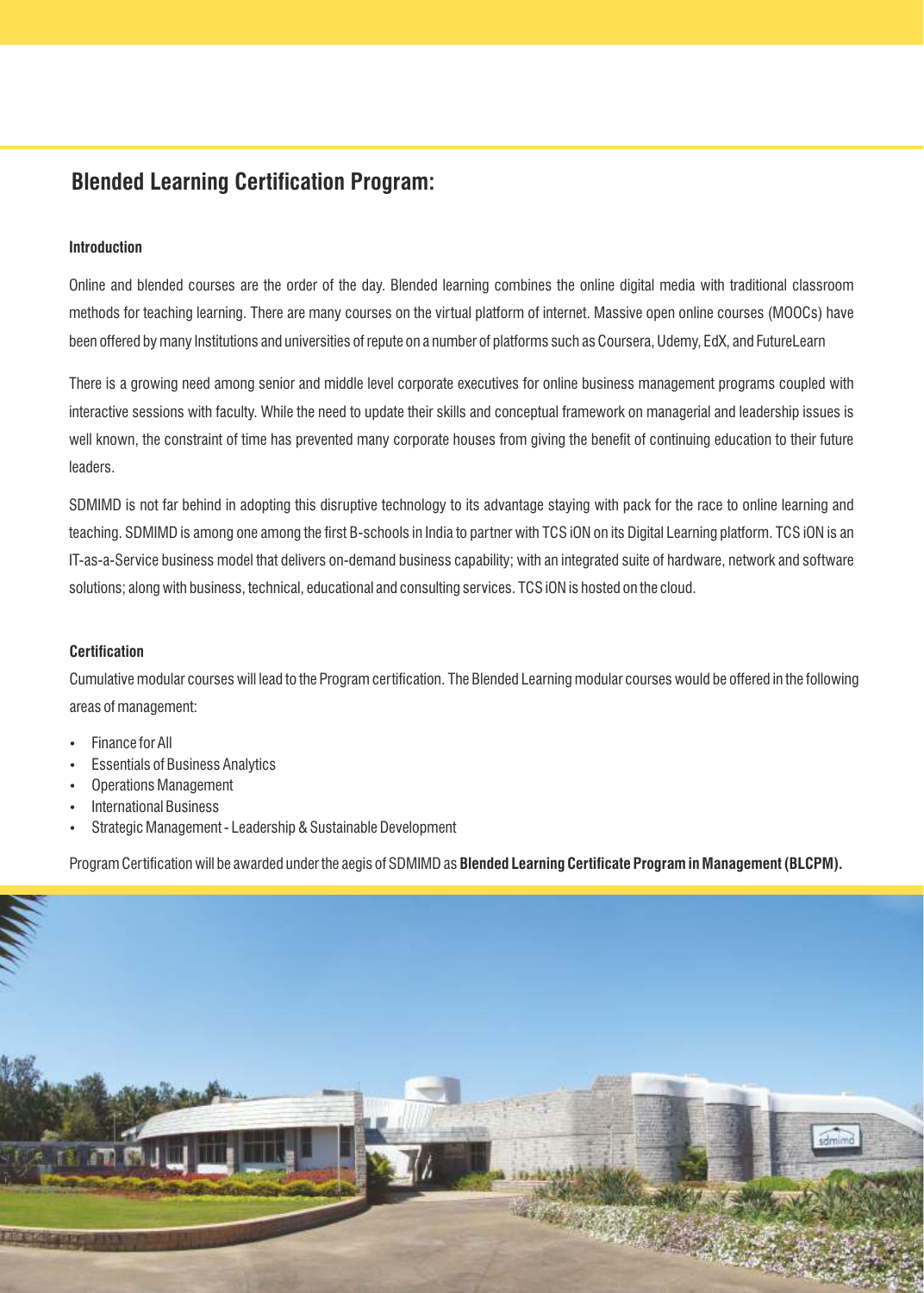## Blended Learning Certification Program:

### Introduction

Online and blended courses are the order of the day. Blended learning combines the online digital media with traditional classroom methods for teaching learning. There are many courses on the virtual platform of internet. Massive open online courses (MOOCs) have been offered by many Institutions and universities of repute on a number of platforms such as Coursera, Udemy, EdX, and FutureLearn

There is a growing need among senior and middle level corporate executives for online business management programs coupled with interactive sessions with faculty. While the need to update their skills and conceptual framework on managerial and leadership issues is well known, the constraint of time has prevented many corporate houses from giving the benefit of continuing education to their future leaders.

SDMIMD is not far behind in adopting this disruptive technology to its advantage staying with pack for the race to online learning and teaching. SDMIMD is among one among the first B-schools in India to partner with TCS iON on its Digital Learning platform. TCS iON is an IT-as-a-Service business model that delivers on-demand business capability; with an integrated suite of hardware, network and software solutions; along with business, technical, educational and consulting services. TCS iON is hosted on the cloud.

### Certification

Cumulative modular courses will lead to the Program certification. The Blended Learning modular courses would be offered in the following areas of management:

- Finance for All
- Essentials of Business Analytics
- Operations Management
- International Business
- Strategic Management - Leadership & Sustainable Development

Program Certification will be awarded under the aegis of SDMIMD as **Blended Learning Certificate Program in Management (BLCPM).**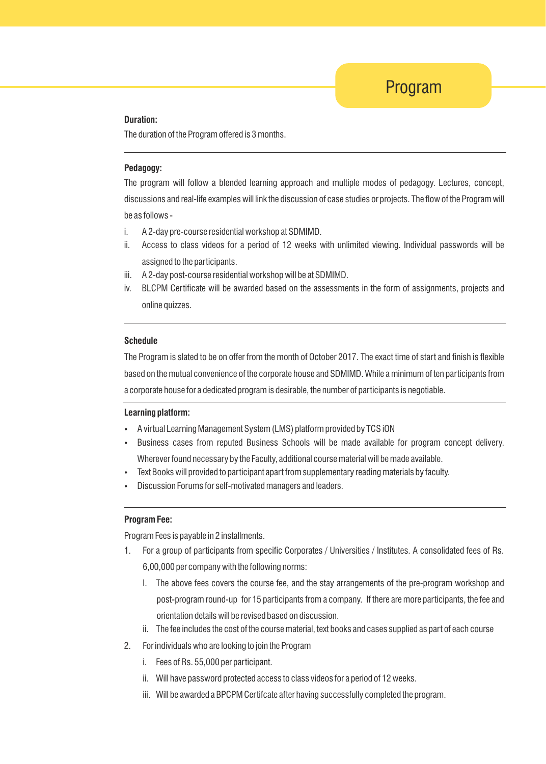# Program

**Duration:**

The duration of the Program offered is 3 months.

---

**Pedagogy:**

The program will follow a blended learning approach and multiple modes of pedagogy. Lectures, concept, discussions and real-life examples will link the discussion of case studies or projects. The flow of the Program will be as follows -

i. A 2-day pre-course residential workshop at SDMIMD.

ii. Access to class videos for a period of 12 weeks with unlimited viewing. Individual passwords will be assigned to the participants.

iii. A 2-day post-course residential workshop will be at SDMIMD.

iv. BLCPM Certificate will be awarded based on the assessments in the form of assignments, projects and online quizzes.

---

**Schedule**

The Program is slated to be on offer from the month of October 2017. The exact time of start and finish is flexible based on the mutual convenience of the corporate house and SDMIMD. While a minimum of ten participants from a corporate house for a dedicated program is desirable, the number of participants is negotiable.

---

**Learning platform:**

- A virtual Learning Management System (LMS) platform provided by TCS iON
- Business cases from reputed Business Schools will be made available for program concept delivery. Wherever found necessary by the Faculty, additional course material will be made available.
- Text Books will provided to participant apart from supplementary reading materials by faculty.
- Discussion Forums for self-motivated managers and leaders.

---

**Program Fee:**

Program Fees is payable in 2 installments.

1. For a group of participants from specific Corporates / Universities / Institutes. A consolidated fees of Rs. 6,00,000 per company with the following norms:
   - I. The above fees covers the course fee, and the stay arrangements of the pre-program workshop and post-program round-up for 15 participants from a company. If there are more participants, the fee and orientation details will be revised based on discussion.
   - ii. The fee includes the cost of the course material, text books and cases supplied as part of each course
2. For individuals who are looking to join the Program
   - i. Fees of Rs. 55,000 per participant.
   - ii. Will have password protected access to class videos for a period of 12 weeks.
   - iii. Will be awarded a BPCPM Certifcate after having successfully completed the program.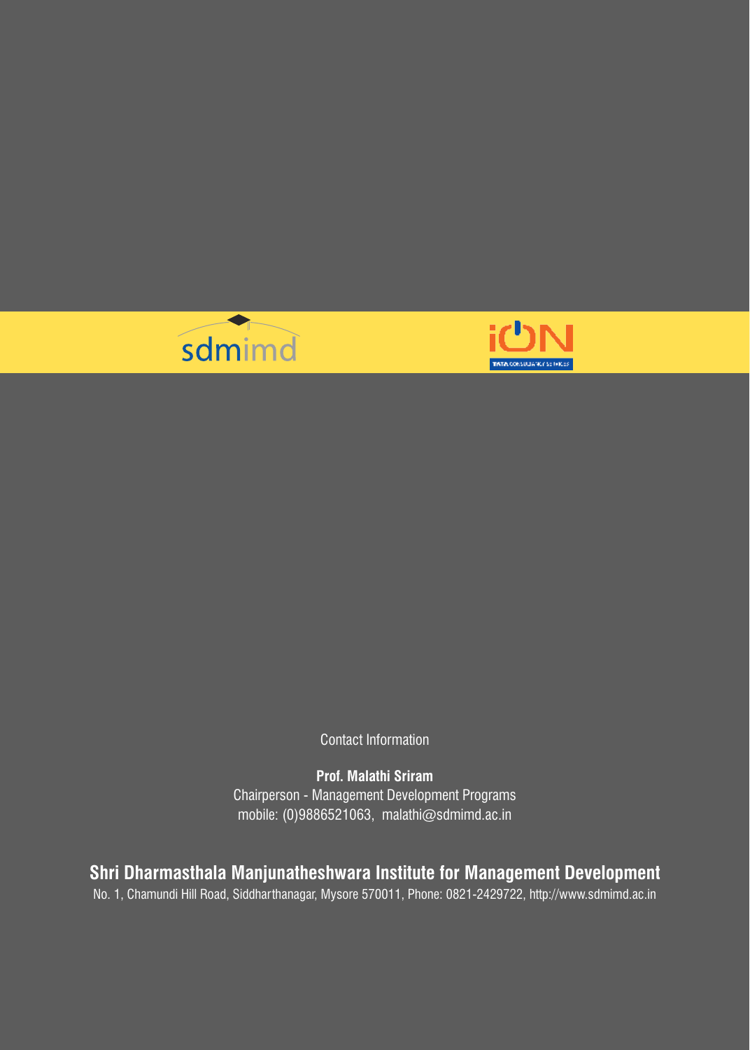sdmimd

iON

TATA CONSULTANCY SERVICES

Contact Information

**Prof. Malathi Sriram**

Chairperson - Management Development Programs

mobile: (0)9886521063, malathi@sdmimd.ac.in

**Shri Dharmasthala Manjunatheshwara Institute for Management Development**

No. 1, Chamundi Hill Road, Siddharthanagar, Mysore 570011, Phone: 0821-2429722, http://www.sdmimd.ac.in